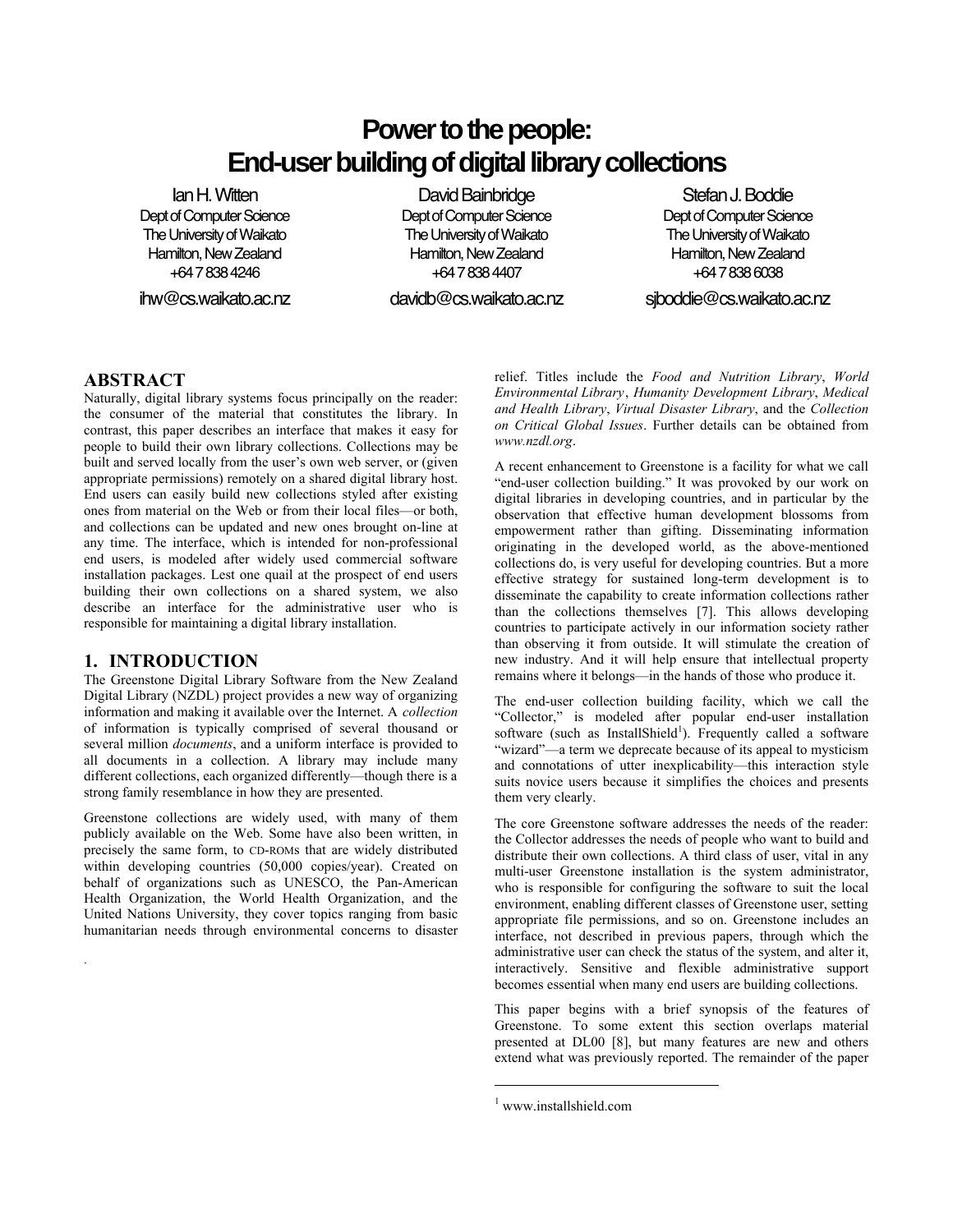# Power to the people: End-user building of digital library collections

Ian H. Witten
Dept of Computer Science
The University of Waikato
Hamilton, New Zealand
+64 7 838 4246
ihw@cs.waikato.ac.nz

David Bainbridge
Dept of Computer Science
The University of Waikato
Hamilton, New Zealand
+64 7 838 4407
davidb@cs.waikato.ac.nz

Stefan J. Boddie
Dept of Computer Science
The University of Waikato
Hamilton, New Zealand
+64 7 838 6038
sjboddie@cs.waikato.ac.nz

## ABSTRACT

Naturally, digital library systems focus principally on the reader: the consumer of the material that constitutes the library. In contrast, this paper describes an interface that makes it easy for people to build their own library collections. Collections may be built and served locally from the user's own web server, or (given appropriate permissions) remotely on a shared digital library host. End users can easily build new collections styled after existing ones from material on the Web or from their local files—or both, and collections can be updated and new ones brought on-line at any time. The interface, which is intended for non-professional end users, is modeled after widely used commercial software installation packages. Lest one quail at the prospect of end users building their own collections on a shared system, we also describe an interface for the administrative user who is responsible for maintaining a digital library installation.

## 1. INTRODUCTION

The Greenstone Digital Library Software from the New Zealand Digital Library (NZDL) project provides a new way of organizing information and making it available over the Internet. A *collection* of information is typically comprised of several thousand or several million *documents*, and a uniform interface is provided to all documents in a collection. A library may include many different collections, each organized differently—though there is a strong family resemblance in how they are presented.

Greenstone collections are widely used, with many of them publicly available on the Web. Some have also been written, in precisely the same form, to CD-ROMs that are widely distributed within developing countries (50,000 copies/year). Created on behalf of organizations such as UNESCO, the Pan-American Health Organization, the World Health Organization, and the United Nations University, they cover topics ranging from basic humanitarian needs through environmental concerns to disaster relief. Titles include the *Food and Nutrition Library*, *World Environmental Library*, *Humanity Development Library*, *Medical and Health Library*, *Virtual Disaster Library*, and the *Collection on Critical Global Issues*. Further details can be obtained from *www.nzdl.org*.

A recent enhancement to Greenstone is a facility for what we call "end-user collection building." It was provoked by our work on digital libraries in developing countries, and in particular by the observation that effective human development blossoms from empowerment rather than gifting. Disseminating information originating in the developed world, as the above-mentioned collections do, is very useful for developing countries. But a more effective strategy for sustained long-term development is to disseminate the capability to create information collections rather than the collections themselves [7]. This allows developing countries to participate actively in our information society rather than observing it from outside. It will stimulate the creation of new industry. And it will help ensure that intellectual property remains where it belongs—in the hands of those who produce it.

The end-user collection building facility, which we call the "Collector," is modeled after popular end-user installation software (such as InstallShield[1]). Frequently called a software "wizard"—a term we deprecate because of its appeal to mysticism and connotations of utter inexplicability—this interaction style suits novice users because it simplifies the choices and presents them very clearly.

The core Greenstone software addresses the needs of the reader: the Collector addresses the needs of people who want to build and distribute their own collections. A third class of user, vital in any multi-user Greenstone installation is the system administrator, who is responsible for configuring the software to suit the local environment, enabling different classes of Greenstone user, setting appropriate file permissions, and so on. Greenstone includes an interface, not described in previous papers, through which the administrative user can check the status of the system, and alter it, interactively. Sensitive and flexible administrative support becomes essential when many end users are building collections.

This paper begins with a brief synopsis of the features of Greenstone. To some extent this section overlaps material presented at DL00 [8], but many features are new and others extend what was previously reported. The remainder of the paper

[1] www.installshield.com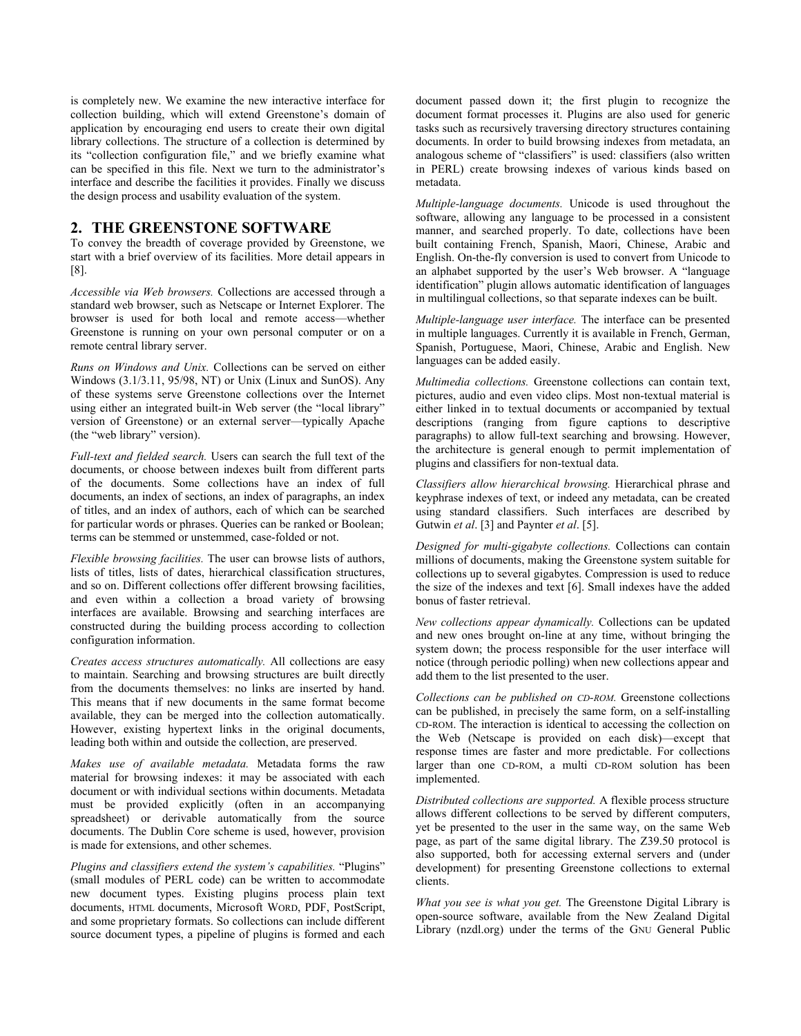is completely new. We examine the new interactive interface for collection building, which will extend Greenstone's domain of application by encouraging end users to create their own digital library collections. The structure of a collection is determined by its "collection configuration file," and we briefly examine what can be specified in this file. Next we turn to the administrator's interface and describe the facilities it provides. Finally we discuss the design process and usability evaluation of the system.

## 2. THE GREENSTONE SOFTWARE

To convey the breadth of coverage provided by Greenstone, we start with a brief overview of its facilities. More detail appears in [8].

*Accessible via Web browsers.* Collections are accessed through a standard web browser, such as Netscape or Internet Explorer. The browser is used for both local and remote access—whether Greenstone is running on your own personal computer or on a remote central library server.

*Runs on Windows and Unix.* Collections can be served on either Windows (3.1/3.11, 95/98, NT) or Unix (Linux and SunOS). Any of these systems serve Greenstone collections over the Internet using either an integrated built-in Web server (the "local library" version of Greenstone) or an external server—typically Apache (the "web library" version).

*Full-text and fielded search.* Users can search the full text of the documents, or choose between indexes built from different parts of the documents. Some collections have an index of full documents, an index of sections, an index of paragraphs, an index of titles, and an index of authors, each of which can be searched for particular words or phrases. Queries can be ranked or Boolean; terms can be stemmed or unstemmed, case-folded or not.

*Flexible browsing facilities.* The user can browse lists of authors, lists of titles, lists of dates, hierarchical classification structures, and so on. Different collections offer different browsing facilities, and even within a collection a broad variety of browsing interfaces are available. Browsing and searching interfaces are constructed during the building process according to collection configuration information.

*Creates access structures automatically.* All collections are easy to maintain. Searching and browsing structures are built directly from the documents themselves: no links are inserted by hand. This means that if new documents in the same format become available, they can be merged into the collection automatically. However, existing hypertext links in the original documents, leading both within and outside the collection, are preserved.

*Makes use of available metadata.* Metadata forms the raw material for browsing indexes: it may be associated with each document or with individual sections within documents. Metadata must be provided explicitly (often in an accompanying spreadsheet) or derivable automatically from the source documents. The Dublin Core scheme is used, however, provision is made for extensions, and other schemes.

*Plugins and classifiers extend the system's capabilities.* "Plugins" (small modules of PERL code) can be written to accommodate new document types. Existing plugins process plain text documents, HTML documents, Microsoft WORD, PDF, PostScript, and some proprietary formats. So collections can include different source document types, a pipeline of plugins is formed and each document passed down it; the first plugin to recognize the document format processes it. Plugins are also used for generic tasks such as recursively traversing directory structures containing documents. In order to build browsing indexes from metadata, an analogous scheme of "classifiers" is used: classifiers (also written in PERL) create browsing indexes of various kinds based on metadata.

*Multiple-language documents.* Unicode is used throughout the software, allowing any language to be processed in a consistent manner, and searched properly. To date, collections have been built containing French, Spanish, Maori, Chinese, Arabic and English. On-the-fly conversion is used to convert from Unicode to an alphabet supported by the user's Web browser. A "language identification" plugin allows automatic identification of languages in multilingual collections, so that separate indexes can be built.

*Multiple-language user interface.* The interface can be presented in multiple languages. Currently it is available in French, German, Spanish, Portuguese, Maori, Chinese, Arabic and English. New languages can be added easily.

*Multimedia collections.* Greenstone collections can contain text, pictures, audio and even video clips. Most non-textual material is either linked in to textual documents or accompanied by textual descriptions (ranging from figure captions to descriptive paragraphs) to allow full-text searching and browsing. However, the architecture is general enough to permit implementation of plugins and classifiers for non-textual data.

*Classifiers allow hierarchical browsing.* Hierarchical phrase and keyphrase indexes of text, or indeed any metadata, can be created using standard classifiers. Such interfaces are described by Gutwin *et al*. [3] and Paynter *et al*. [5].

*Designed for multi-gigabyte collections.* Collections can contain millions of documents, making the Greenstone system suitable for collections up to several gigabytes. Compression is used to reduce the size of the indexes and text [6]. Small indexes have the added bonus of faster retrieval.

*New collections appear dynamically.* Collections can be updated and new ones brought on-line at any time, without bringing the system down; the process responsible for the user interface will notice (through periodic polling) when new collections appear and add them to the list presented to the user.

*Collections can be published on CD-ROM.* Greenstone collections can be published, in precisely the same form, on a self-installing CD-ROM. The interaction is identical to accessing the collection on the Web (Netscape is provided on each disk)—except that response times are faster and more predictable. For collections larger than one CD-ROM, a multi CD-ROM solution has been implemented.

*Distributed collections are supported.* A flexible process structure allows different collections to be served by different computers, yet be presented to the user in the same way, on the same Web page, as part of the same digital library. The Z39.50 protocol is also supported, both for accessing external servers and (under development) for presenting Greenstone collections to external clients.

*What you see is what you get.* The Greenstone Digital Library is open-source software, available from the New Zealand Digital Library (nzdl.org) under the terms of the GNU General Public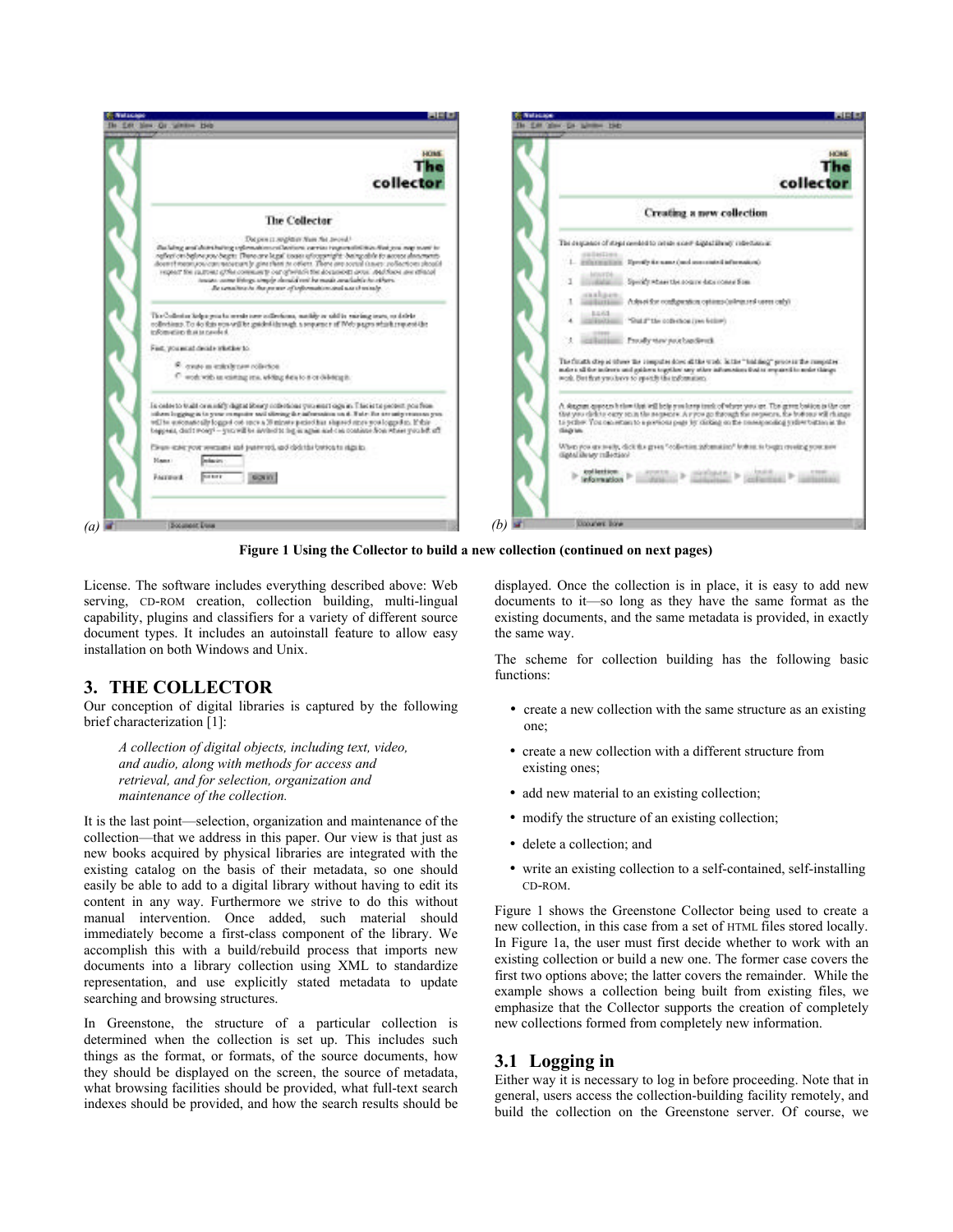Figure 1 Using the Collector to build a new collection (continued on next pages)

License. The software includes everything described above: Web serving, CD-ROM creation, collection building, multi-lingual capability, plugins and classifiers for a variety of different source document types. It includes an autoinstall feature to allow easy installation on both Windows and Unix.

## 3. THE COLLECTOR

Our conception of digital libraries is captured by the following brief characterization [1]:

> *A collection of digital objects, including text, video, and audio, along with methods for access and retrieval, and for selection, organization and maintenance of the collection.*

It is the last point—selection, organization and maintenance of the collection—that we address in this paper. Our view is that just as new books acquired by physical libraries are integrated with the existing catalog on the basis of their metadata, so one should easily be able to add to a digital library without having to edit its content in any way. Furthermore we strive to do this without manual intervention. Once added, such material should immediately become a first-class component of the library. We accomplish this with a build/rebuild process that imports new documents into a library collection using XML to standardize representation, and use explicitly stated metadata to update searching and browsing structures.

In Greenstone, the structure of a particular collection is determined when the collection is set up. This includes such things as the format, or formats, of the source documents, how they should be displayed on the screen, the source of metadata, what browsing facilities should be provided, what full-text search indexes should be provided, and how the search results should be displayed. Once the collection is in place, it is easy to add new documents to it—so long as they have the same format as the existing documents, and the same metadata is provided, in exactly the same way.

The scheme for collection building has the following basic functions:

- create a new collection with the same structure as an existing one;
- create a new collection with a different structure from existing ones;
- add new material to an existing collection;
- modify the structure of an existing collection;
- delete a collection; and
- write an existing collection to a self-contained, self-installing CD-ROM.

Figure 1 shows the Greenstone Collector being used to create a new collection, in this case from a set of HTML files stored locally. In Figure 1a, the user must first decide whether to work with an existing collection or build a new one. The former case covers the first two options above; the latter covers the remainder. While the example shows a collection being built from existing files, we emphasize that the Collector supports the creation of completely new collections formed from completely new information.

### 3.1 Logging in

Either way it is necessary to log in before proceeding. Note that in general, users access the collection-building facility remotely, and build the collection on the Greenstone server. Of course, we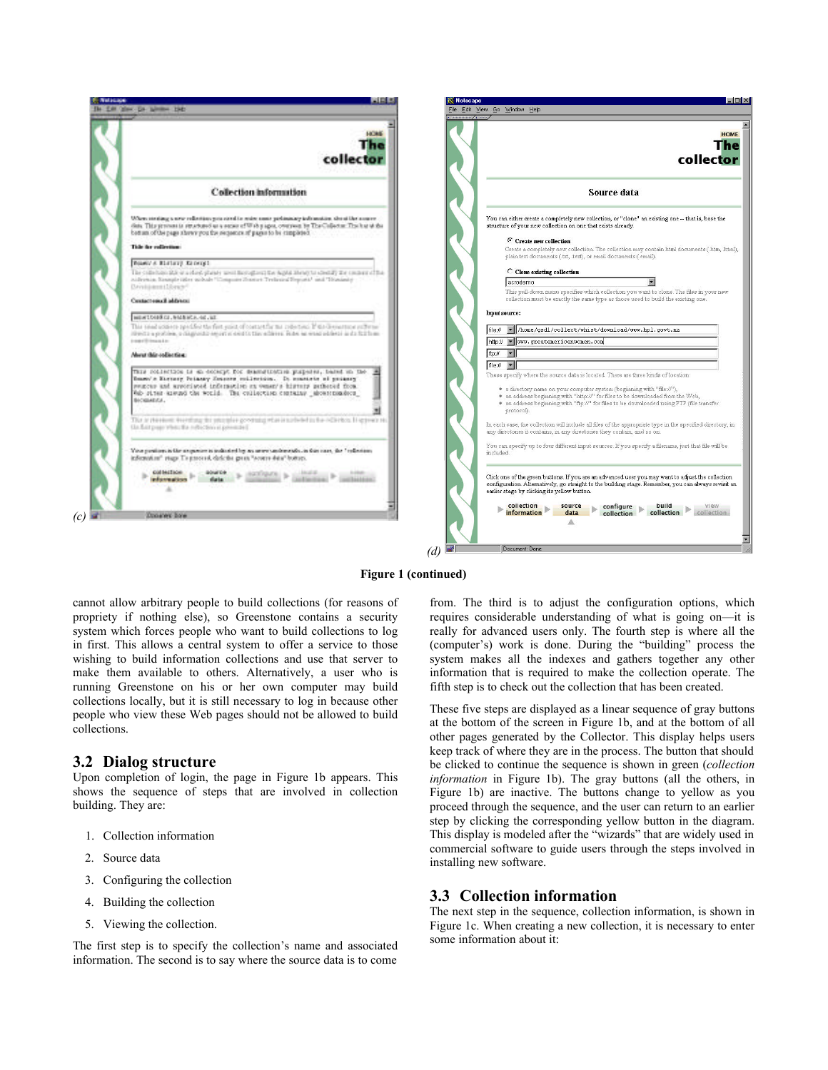(c)

(d)

**Figure 1 (continued)**

cannot allow arbitrary people to build collections (for reasons of propriety if nothing else), so Greenstone contains a security system which forces people who want to build collections to log in first. This allows a central system to offer a service to those wishing to build information collections and use that server to make them available to others. Alternatively, a user who is running Greenstone on his or her own computer may build collections locally, but it is still necessary to log in because other people who view these Web pages should not be allowed to build collections.

## 3.2 Dialog structure

Upon completion of login, the page in Figure 1b appears. This shows the sequence of steps that are involved in collection building. They are:

1. Collection information
2. Source data
3. Configuring the collection
4. Building the collection
5. Viewing the collection.

The first step is to specify the collection's name and associated information. The second is to say where the source data is to come from. The third is to adjust the configuration options, which requires considerable understanding of what is going on—it is really for advanced users only. The fourth step is where all the (computer's) work is done. During the "building" process the system makes all the indexes and gathers together any other information that is required to make the collection operate. The fifth step is to check out the collection that has been created.

These five steps are displayed as a linear sequence of gray buttons at the bottom of the screen in Figure 1b, and at the bottom of all other pages generated by the Collector. This display helps users keep track of where they are in the process. The button that should be clicked to continue the sequence is shown in green (*collection information* in Figure 1b). The gray buttons (all the others, in Figure 1b) are inactive. The buttons change to yellow as you proceed through the sequence, and the user can return to an earlier step by clicking the corresponding yellow button in the diagram. This display is modeled after the "wizards" that are widely used in commercial software to guide users through the steps involved in installing new software.

## 3.3 Collection information

The next step in the sequence, collection information, is shown in Figure 1c. When creating a new collection, it is necessary to enter some information about it: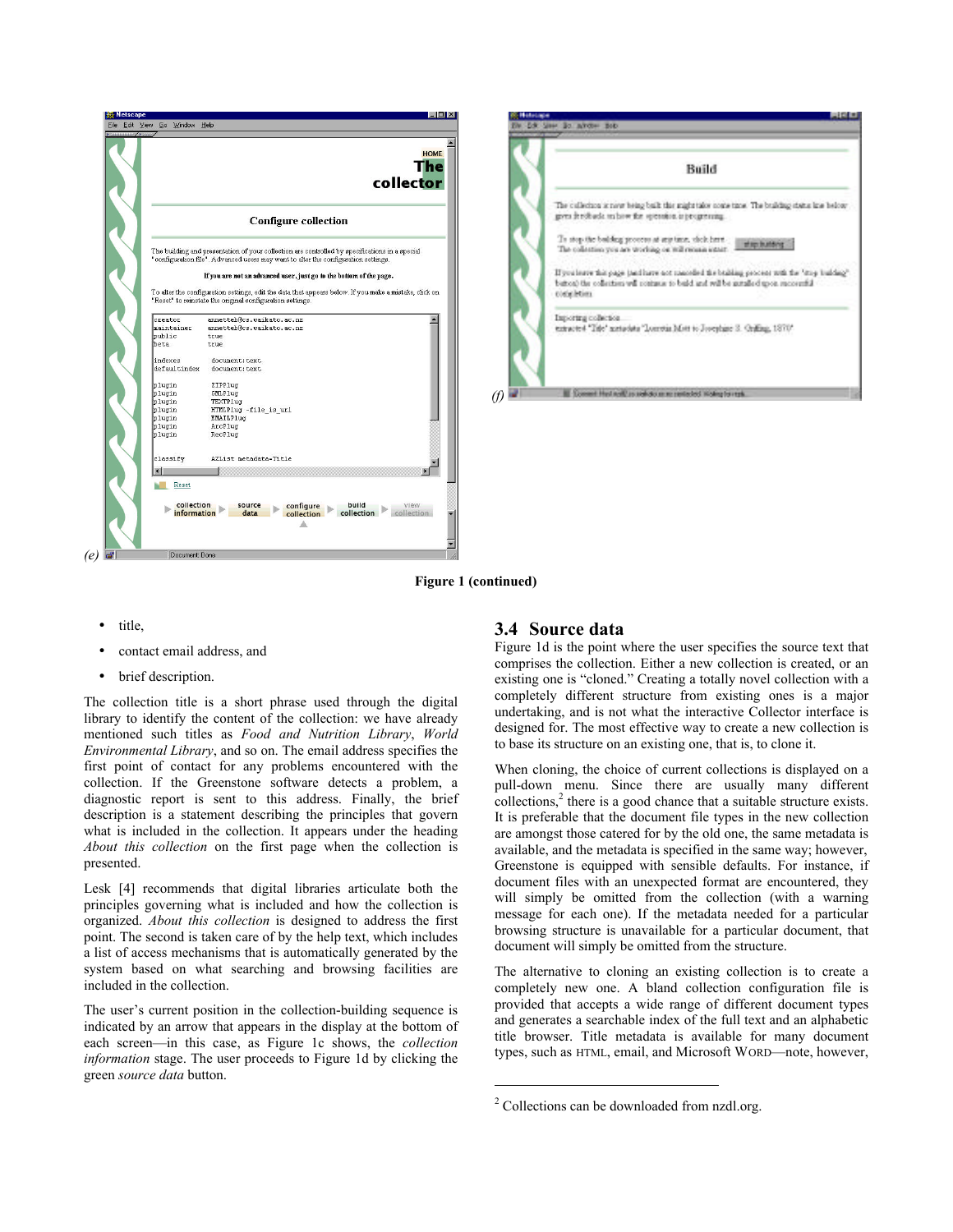Figure 1 (continued)

- title,
- contact email address, and
- brief description.

The collection title is a short phrase used through the digital library to identify the content of the collection: we have already mentioned such titles as *Food and Nutrition Library*, *World Environmental Library*, and so on. The email address specifies the first point of contact for any problems encountered with the collection. If the Greenstone software detects a problem, a diagnostic report is sent to this address. Finally, the brief description is a statement describing the principles that govern what is included in the collection. It appears under the heading *About this collection* on the first page when the collection is presented.

Lesk [4] recommends that digital libraries articulate both the principles governing what is included and how the collection is organized. *About this collection* is designed to address the first point. The second is taken care of by the help text, which includes a list of access mechanisms that is automatically generated by the system based on what searching and browsing facilities are included in the collection.

The user's current position in the collection-building sequence is indicated by an arrow that appears in the display at the bottom of each screen—in this case, as Figure 1c shows, the *collection information* stage. The user proceeds to Figure 1d by clicking the green *source data* button.

## 3.4 Source data

Figure 1d is the point where the user specifies the source text that comprises the collection. Either a new collection is created, or an existing one is "cloned." Creating a totally novel collection with a completely different structure from existing ones is a major undertaking, and is not what the interactive Collector interface is designed for. The most effective way to create a new collection is to base its structure on an existing one, that is, to clone it.

When cloning, the choice of current collections is displayed on a pull-down menu. Since there are usually many different collections,[2] there is a good chance that a suitable structure exists. It is preferable that the document file types in the new collection are amongst those catered for by the old one, the same metadata is available, and the metadata is specified in the same way; however, Greenstone is equipped with sensible defaults. For instance, if document files with an unexpected format are encountered, they will simply be omitted from the collection (with a warning message for each one). If the metadata needed for a particular browsing structure is unavailable for a particular document, that document will simply be omitted from the structure.

The alternative to cloning an existing collection is to create a completely new one. A bland collection configuration file is provided that accepts a wide range of different document types and generates a searchable index of the full text and an alphabetic title browser. Title metadata is available for many document types, such as HTML, email, and Microsoft WORD—note, however,

[2] Collections can be downloaded from nzdl.org.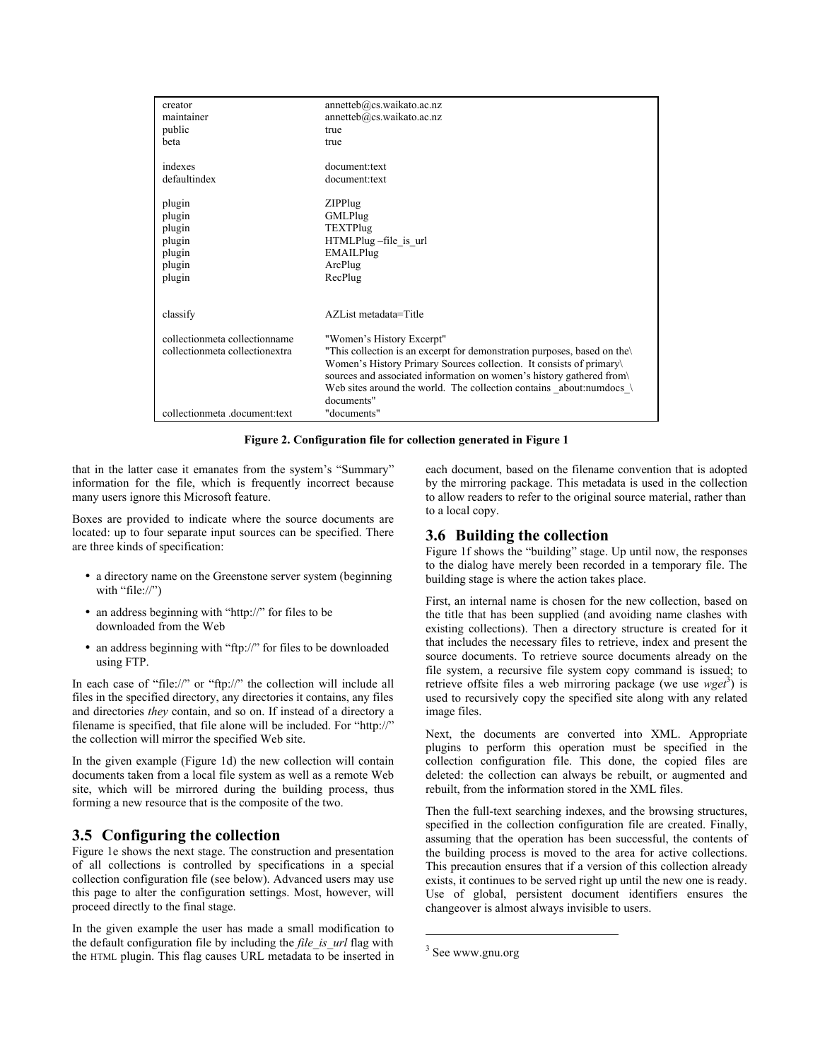| | |
|---|---|
| creator | annetteb@cs.waikato.ac.nz |
| maintainer | annetteb@cs.waikato.ac.nz |
| public | true |
| beta | true |
| | |
| indexes | document:text |
| defaultindex | document:text |
| | |
| plugin | ZIPPlug |
| plugin | GMLPlug |
| plugin | TEXTPlug |
| plugin | HTMLPlug –file_is_url |
| plugin | EMAILPlug |
| plugin | ArcPlug |
| plugin | RecPlug |
| | |
| classify | AZList metadata=Title |
| | |
| collectionmeta collectionname | "Women's History Excerpt" |
| collectionmeta collectionextra | "This collection is an excerpt for demonstration purposes, based on the\ Women's History Primary Sources collection. It consists of primary\ sources and associated information on women's history gathered from\ Web sites around the world. The collection contains _about:numdocs_\ documents" |
| collectionmeta .document:text | "documents" |

**Figure 2. Configuration file for collection generated in Figure 1**

that in the latter case it emanates from the system's "Summary" information for the file, which is frequently incorrect because many users ignore this Microsoft feature.

Boxes are provided to indicate where the source documents are located: up to four separate input sources can be specified. There are three kinds of specification:

- a directory name on the Greenstone server system (beginning with "file://")
- an address beginning with "http://" for files to be downloaded from the Web
- an address beginning with "ftp://" for files to be downloaded using FTP.

In each case of "file://" or "ftp://" the collection will include all files in the specified directory, any directories it contains, any files and directories *they* contain, and so on. If instead of a directory a filename is specified, that file alone will be included. For "http://" the collection will mirror the specified Web site.

In the given example (Figure 1d) the new collection will contain documents taken from a local file system as well as a remote Web site, which will be mirrored during the building process, thus forming a new resource that is the composite of the two.

## 3.5 Configuring the collection

Figure 1e shows the next stage. The construction and presentation of all collections is controlled by specifications in a special collection configuration file (see below). Advanced users may use this page to alter the configuration settings. Most, however, will proceed directly to the final stage.

In the given example the user has made a small modification to the default configuration file by including the *file_is_url* flag with the HTML plugin. This flag causes URL metadata to be inserted in each document, based on the filename convention that is adopted by the mirroring package. This metadata is used in the collection to allow readers to refer to the original source material, rather than to a local copy.

## 3.6 Building the collection

Figure 1f shows the "building" stage. Up until now, the responses to the dialog have merely been recorded in a temporary file. The building stage is where the action takes place.

First, an internal name is chosen for the new collection, based on the title that has been supplied (and avoiding name clashes with existing collections). Then a directory structure is created for it that includes the necessary files to retrieve, index and present the source documents. To retrieve source documents already on the file system, a recursive file system copy command is issued; to retrieve offsite files a web mirroring package (we use *wget*[3]) is used to recursively copy the specified site along with any related image files.

Next, the documents are converted into XML. Appropriate plugins to perform this operation must be specified in the collection configuration file. This done, the copied files are deleted: the collection can always be rebuilt, or augmented and rebuilt, from the information stored in the XML files.

Then the full-text searching indexes, and the browsing structures, specified in the collection configuration file are created. Finally, assuming that the operation has been successful, the contents of the building process is moved to the area for active collections. This precaution ensures that if a version of this collection already exists, it continues to be served right up until the new one is ready. Use of global, persistent document identifiers ensures the changeover is almost always invisible to users.

[3] See www.gnu.org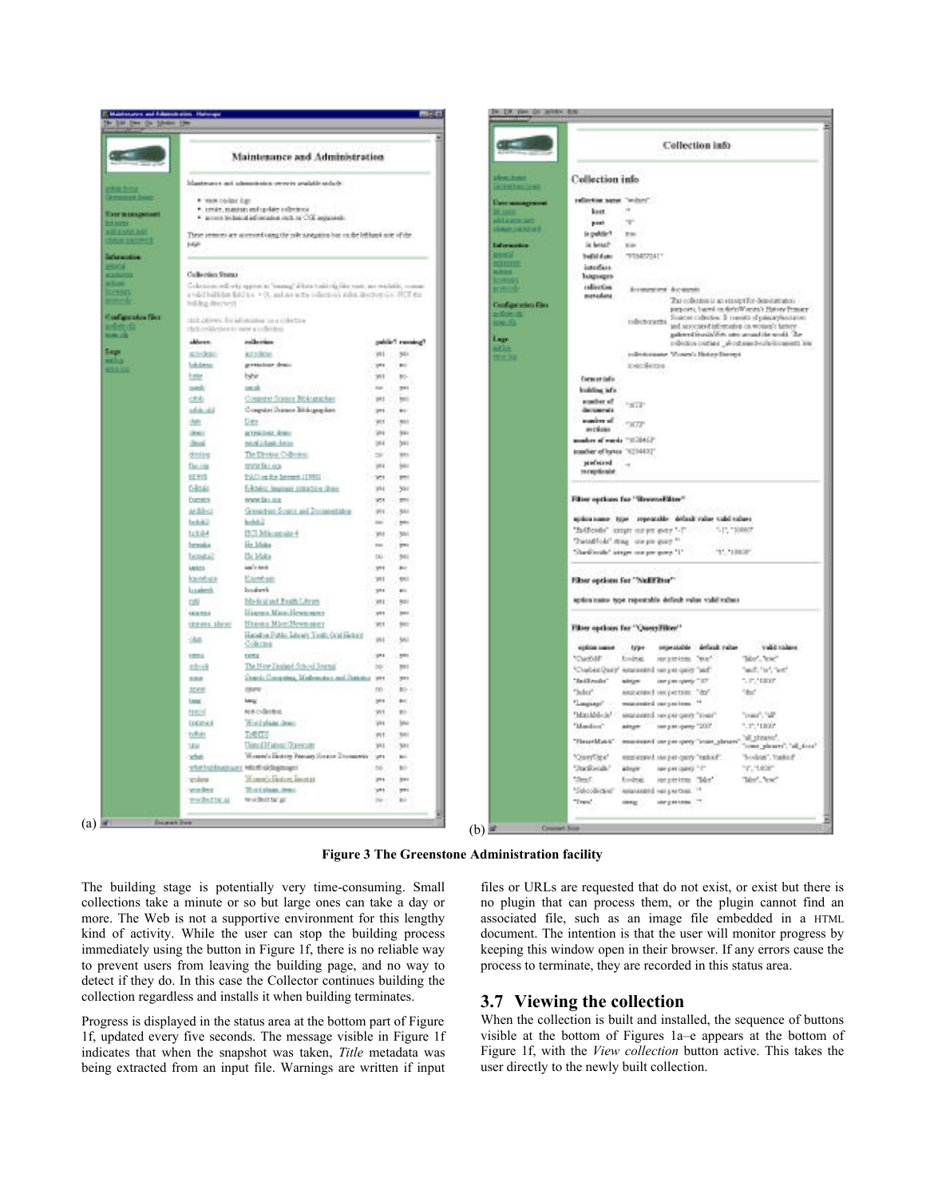(a)

(b)

**Figure 3 The Greenstone Administration facility**

The building stage is potentially very time-consuming. Small collections take a minute or so but large ones can take a day or more. The Web is not a supportive environment for this lengthy kind of activity. While the user can stop the building process immediately using the button in Figure 1f, there is no reliable way to prevent users from leaving the building page, and no way to detect if they do. In this case the Collector continues building the collection regardless and installs it when building terminates.

Progress is displayed in the status area at the bottom part of Figure 1f, updated every five seconds. The message visible in Figure 1f indicates that when the snapshot was taken, *Title* metadata was being extracted from an input file. Warnings are written if input files or URLs are requested that do not exist, or exist but there is no plugin that can process them, or the plugin cannot find an associated file, such as an image file embedded in a HTML document. The intention is that the user will monitor progress by keeping this window open in their browser. If any errors cause the process to terminate, they are recorded in this status area.

## 3.7 Viewing the collection

When the collection is built and installed, the sequence of buttons visible at the bottom of Figures 1a–e appears at the bottom of Figure 1f, with the *View collection* button active. This takes the user directly to the newly built collection.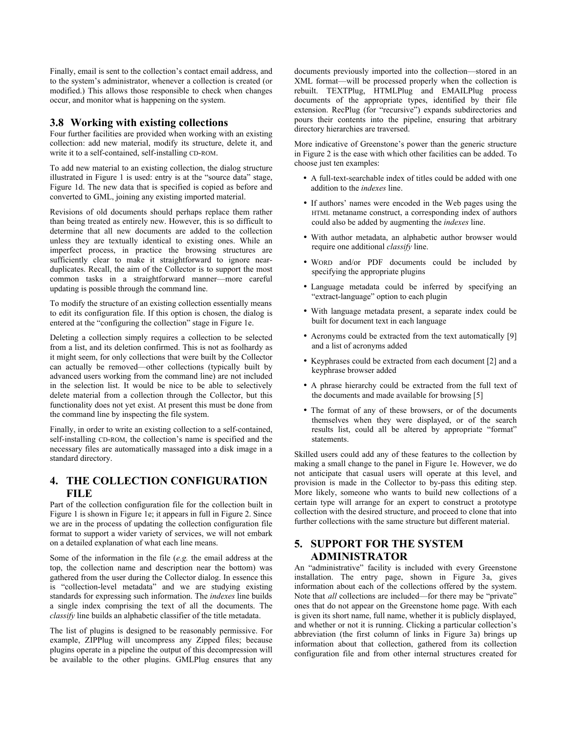Finally, email is sent to the collection's contact email address, and to the system's administrator, whenever a collection is created (or modified.) This allows those responsible to check when changes occur, and monitor what is happening on the system.

### 3.8 Working with existing collections

Four further facilities are provided when working with an existing collection: add new material, modify its structure, delete it, and write it to a self-contained, self-installing CD-ROM.

To add new material to an existing collection, the dialog structure illustrated in Figure 1 is used: entry is at the "source data" stage, Figure 1d. The new data that is specified is copied as before and converted to GML, joining any existing imported material.

Revisions of old documents should perhaps replace them rather than being treated as entirely new. However, this is so difficult to determine that all new documents are added to the collection unless they are textually identical to existing ones. While an imperfect process, in practice the browsing structures are sufficiently clear to make it straightforward to ignore near-duplicates. Recall, the aim of the Collector is to support the most common tasks in a straightforward manner—more careful updating is possible through the command line.

To modify the structure of an existing collection essentially means to edit its configuration file. If this option is chosen, the dialog is entered at the "configuring the collection" stage in Figure 1e.

Deleting a collection simply requires a collection to be selected from a list, and its deletion confirmed. This is not as foolhardy as it might seem, for only collections that were built by the Collector can actually be removed—other collections (typically built by advanced users working from the command line) are not included in the selection list. It would be nice to be able to selectively delete material from a collection through the Collector, but this functionality does not yet exist. At present this must be done from the command line by inspecting the file system.

Finally, in order to write an existing collection to a self-contained, self-installing CD-ROM, the collection's name is specified and the necessary files are automatically massaged into a disk image in a standard directory.

## 4. THE COLLECTION CONFIGURATION FILE

Part of the collection configuration file for the collection built in Figure 1 is shown in Figure 1e; it appears in full in Figure 2. Since we are in the process of updating the collection configuration file format to support a wider variety of services, we will not embark on a detailed explanation of what each line means.

Some of the information in the file (*e.g.* the email address at the top, the collection name and description near the bottom) was gathered from the user during the Collector dialog. In essence this is "collection-level metadata" and we are studying existing standards for expressing such information. The *indexes* line builds a single index comprising the text of all the documents. The *classify* line builds an alphabetic classifier of the title metadata.

The list of plugins is designed to be reasonably permissive. For example, ZIPPlug will uncompress any Zipped files; because plugins operate in a pipeline the output of this decompression will be available to the other plugins. GMLPlug ensures that any documents previously imported into the collection—stored in an XML format—will be processed properly when the collection is rebuilt. TEXTPlug, HTMLPlug and EMAILPlug process documents of the appropriate types, identified by their file extension. RecPlug (for "recursive") expands subdirectories and pours their contents into the pipeline, ensuring that arbitrary directory hierarchies are traversed.

More indicative of Greenstone's power than the generic structure in Figure 2 is the ease with which other facilities can be added. To choose just ten examples:

- A full-text-searchable index of titles could be added with one addition to the *indexes* line.
- If authors' names were encoded in the Web pages using the HTML metaname construct, a corresponding index of authors could also be added by augmenting the *indexes* line.
- With author metadata, an alphabetic author browser would require one additional *classify* line.
- WORD and/or PDF documents could be included by specifying the appropriate plugins
- Language metadata could be inferred by specifying an "extract-language" option to each plugin
- With language metadata present, a separate index could be built for document text in each language
- Acronyms could be extracted from the text automatically [9] and a list of acronyms added
- Keyphrases could be extracted from each document [2] and a keyphrase browser added
- A phrase hierarchy could be extracted from the full text of the documents and made available for browsing [5]
- The format of any of these browsers, or of the documents themselves when they were displayed, or of the search results list, could all be altered by appropriate "format" statements.

Skilled users could add any of these features to the collection by making a small change to the panel in Figure 1e. However, we do not anticipate that casual users will operate at this level, and provision is made in the Collector to by-pass this editing step. More likely, someone who wants to build new collections of a certain type will arrange for an expert to construct a prototype collection with the desired structure, and proceed to clone that into further collections with the same structure but different material.

## 5. SUPPORT FOR THE SYSTEM ADMINISTRATOR

An "administrative" facility is included with every Greenstone installation. The entry page, shown in Figure 3a, gives information about each of the collections offered by the system. Note that *all* collections are included—for there may be "private" ones that do not appear on the Greenstone home page. With each is given its short name, full name, whether it is publicly displayed, and whether or not it is running. Clicking a particular collection's abbreviation (the first column of links in Figure 3a) brings up information about that collection, gathered from its collection configuration file and from other internal structures created for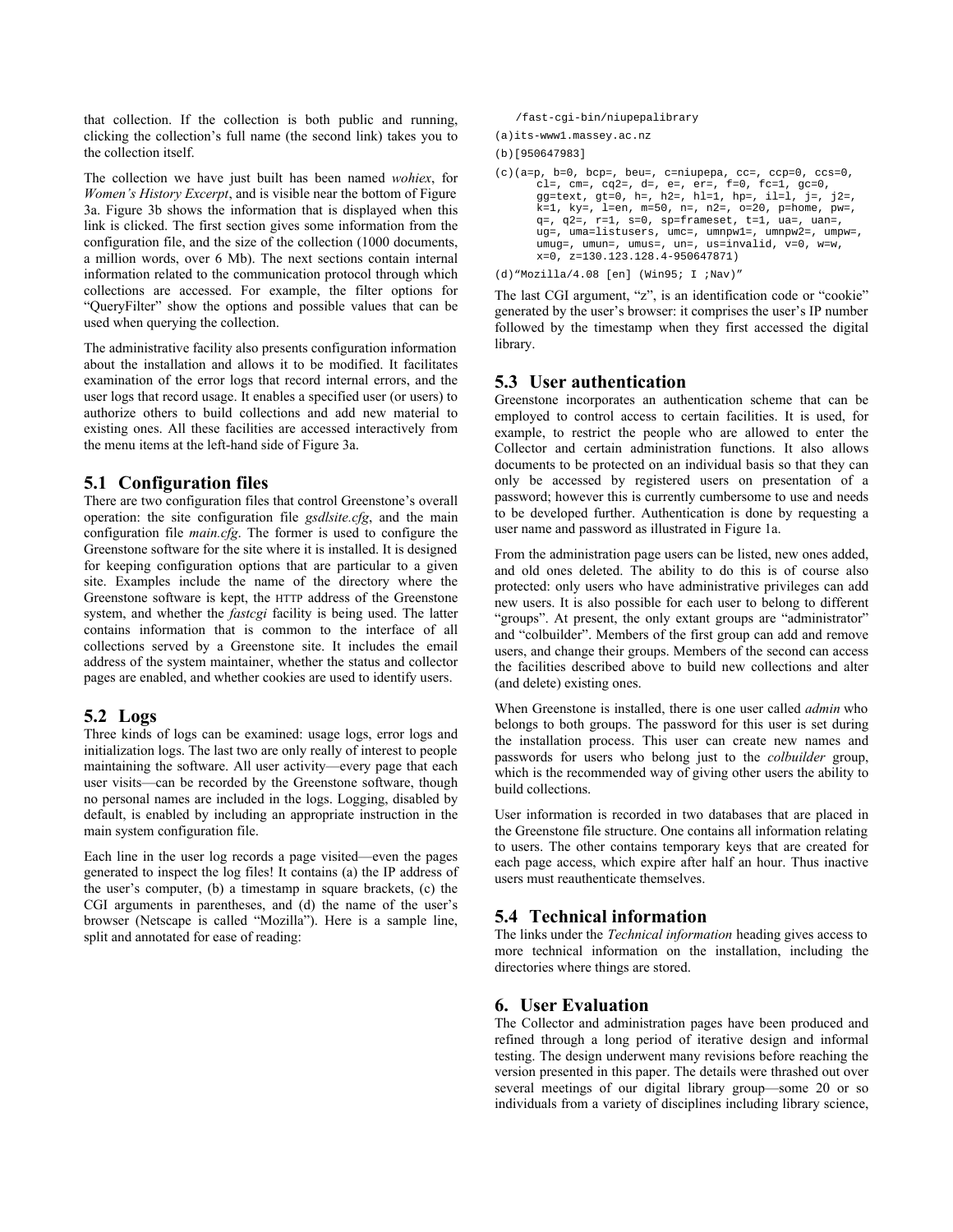that collection. If the collection is both public and running, clicking the collection's full name (the second link) takes you to the collection itself.

The collection we have just built has been named *wohiex*, for *Women's History Excerpt*, and is visible near the bottom of Figure 3a. Figure 3b shows the information that is displayed when this link is clicked. The first section gives some information from the configuration file, and the size of the collection (1000 documents, a million words, over 6 Mb). The next sections contain internal information related to the communication protocol through which collections are accessed. For example, the filter options for "QueryFilter" show the options and possible values that can be used when querying the collection.

The administrative facility also presents configuration information about the installation and allows it to be modified. It facilitates examination of the error logs that record internal errors, and the user logs that record usage. It enables a specified user (or users) to authorize others to build collections and add new material to existing ones. All these facilities are accessed interactively from the menu items at the left-hand side of Figure 3a.

## 5.1 Configuration files

There are two configuration files that control Greenstone's overall operation: the site configuration file *gsdlsite.cfg*, and the main configuration file *main.cfg*. The former is used to configure the Greenstone software for the site where it is installed. It is designed for keeping configuration options that are particular to a given site. Examples include the name of the directory where the Greenstone software is kept, the HTTP address of the Greenstone system, and whether the *fastcgi* facility is being used. The latter contains information that is common to the interface of all collections served by a Greenstone site. It includes the email address of the system maintainer, whether the status and collector pages are enabled, and whether cookies are used to identify users.

## 5.2 Logs

Three kinds of logs can be examined: usage logs, error logs and initialization logs. The last two are only really of interest to people maintaining the software. All user activity—every page that each user visits—can be recorded by the Greenstone software, though no personal names are included in the logs. Logging, disabled by default, is enabled by including an appropriate instruction in the main system configuration file.

Each line in the user log records a page visited—even the pages generated to inspect the log files! It contains (a) the IP address of the user's computer, (b) a timestamp in square brackets, (c) the CGI arguments in parentheses, and (d) the name of the user's browser (Netscape is called "Mozilla"). Here is a sample line, split and annotated for ease of reading:

```
   /fast-cgi-bin/niupepalibrary
(a)its-www1.massey.ac.nz
(b)[950647983]
(c)(a=p, b=0, bcp=, beu=, c=niupepa, cc=, ccp=0, ccs=0,
      cl=, cm=, cq2=, d=, e=, er=, f=0, fc=1, gc=0,
      gg=text, gt=0, h=, h2=, hl=1, hp=, il=l, j=, j2=,
      k=1, ky=, l=en, m=50, n=, n2=, o=20, p=home, pw=,
      q=, q2=, r=1, s=0, sp=frameset, t=1, ua=, uan=,
      ug=, uma=listusers, umc=, umnpw1=, umnpw2=, umpw=,
      umug=, umun=, umus=, un=, us=invalid, v=0, w=w,
      x=0, z=130.123.128.4-950647871)
(d)"Mozilla/4.08 [en] (Win95; I ;Nav)"
```

The last CGI argument, "z", is an identification code or "cookie" generated by the user's browser: it comprises the user's IP number followed by the timestamp when they first accessed the digital library.

## 5.3 User authentication

Greenstone incorporates an authentication scheme that can be employed to control access to certain facilities. It is used, for example, to restrict the people who are allowed to enter the Collector and certain administration functions. It also allows documents to be protected on an individual basis so that they can only be accessed by registered users on presentation of a password; however this is currently cumbersome to use and needs to be developed further. Authentication is done by requesting a user name and password as illustrated in Figure 1a.

From the administration page users can be listed, new ones added, and old ones deleted. The ability to do this is of course also protected: only users who have administrative privileges can add new users. It is also possible for each user to belong to different "groups". At present, the only extant groups are "administrator" and "colbuilder". Members of the first group can add and remove users, and change their groups. Members of the second can access the facilities described above to build new collections and alter (and delete) existing ones.

When Greenstone is installed, there is one user called *admin* who belongs to both groups. The password for this user is set during the installation process. This user can create new names and passwords for users who belong just to the *colbuilder* group, which is the recommended way of giving other users the ability to build collections.

User information is recorded in two databases that are placed in the Greenstone file structure. One contains all information relating to users. The other contains temporary keys that are created for each page access, which expire after half an hour. Thus inactive users must reauthenticate themselves.

## 5.4 Technical information

The links under the *Technical information* heading gives access to more technical information on the installation, including the directories where things are stored.

# 6. User Evaluation

The Collector and administration pages have been produced and refined through a long period of iterative design and informal testing. The design underwent many revisions before reaching the version presented in this paper. The details were thrashed out over several meetings of our digital library group—some 20 or so individuals from a variety of disciplines including library science,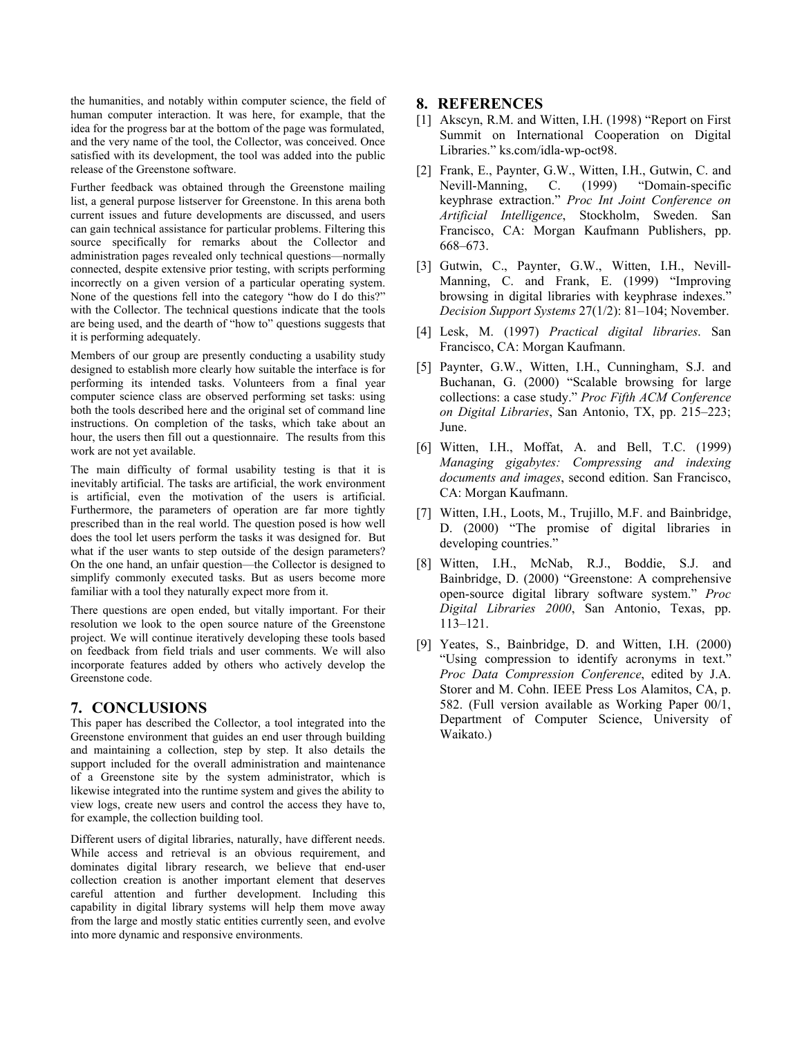the humanities, and notably within computer science, the field of human computer interaction. It was here, for example, that the idea for the progress bar at the bottom of the page was formulated, and the very name of the tool, the Collector, was conceived. Once satisfied with its development, the tool was added into the public release of the Greenstone software.

Further feedback was obtained through the Greenstone mailing list, a general purpose listserver for Greenstone. In this arena both current issues and future developments are discussed, and users can gain technical assistance for particular problems. Filtering this source specifically for remarks about the Collector and administration pages revealed only technical questions—normally connected, despite extensive prior testing, with scripts performing incorrectly on a given version of a particular operating system. None of the questions fell into the category "how do I do this?" with the Collector. The technical questions indicate that the tools are being used, and the dearth of "how to" questions suggests that it is performing adequately.

Members of our group are presently conducting a usability study designed to establish more clearly how suitable the interface is for performing its intended tasks. Volunteers from a final year computer science class are observed performing set tasks: using both the tools described here and the original set of command line instructions. On completion of the tasks, which take about an hour, the users then fill out a questionnaire. The results from this work are not yet available.

The main difficulty of formal usability testing is that it is inevitably artificial. The tasks are artificial, the work environment is artificial, even the motivation of the users is artificial. Furthermore, the parameters of operation are far more tightly prescribed than in the real world. The question posed is how well does the tool let users perform the tasks it was designed for. But what if the user wants to step outside of the design parameters? On the one hand, an unfair question—the Collector is designed to simplify commonly executed tasks. But as users become more familiar with a tool they naturally expect more from it.

There questions are open ended, but vitally important. For their resolution we look to the open source nature of the Greenstone project. We will continue iteratively developing these tools based on feedback from field trials and user comments. We will also incorporate features added by others who actively develop the Greenstone code.

## 7. CONCLUSIONS

This paper has described the Collector, a tool integrated into the Greenstone environment that guides an end user through building and maintaining a collection, step by step. It also details the support included for the overall administration and maintenance of a Greenstone site by the system administrator, which is likewise integrated into the runtime system and gives the ability to view logs, create new users and control the access they have to, for example, the collection building tool.

Different users of digital libraries, naturally, have different needs. While access and retrieval is an obvious requirement, and dominates digital library research, we believe that end-user collection creation is another important element that deserves careful attention and further development. Including this capability in digital library systems will help them move away from the large and mostly static entities currently seen, and evolve into more dynamic and responsive environments.

## 8. REFERENCES

[1] Akscyn, R.M. and Witten, I.H. (1998) "Report on First Summit on International Cooperation on Digital Libraries." ks.com/idla-wp-oct98.

[2] Frank, E., Paynter, G.W., Witten, I.H., Gutwin, C. and Nevill-Manning, C. (1999) "Domain-specific keyphrase extraction." *Proc Int Joint Conference on Artificial Intelligence*, Stockholm, Sweden. San Francisco, CA: Morgan Kaufmann Publishers, pp. 668–673.

[3] Gutwin, C., Paynter, G.W., Witten, I.H., Nevill-Manning, C. and Frank, E. (1999) "Improving browsing in digital libraries with keyphrase indexes." *Decision Support Systems* 27(1/2): 81–104; November.

[4] Lesk, M. (1997) *Practical digital libraries*. San Francisco, CA: Morgan Kaufmann.

[5] Paynter, G.W., Witten, I.H., Cunningham, S.J. and Buchanan, G. (2000) "Scalable browsing for large collections: a case study." *Proc Fifth ACM Conference on Digital Libraries*, San Antonio, TX, pp. 215–223; June.

[6] Witten, I.H., Moffat, A. and Bell, T.C. (1999) *Managing gigabytes: Compressing and indexing documents and images*, second edition. San Francisco, CA: Morgan Kaufmann.

[7] Witten, I.H., Loots, M., Trujillo, M.F. and Bainbridge, D. (2000) "The promise of digital libraries in developing countries."

[8] Witten, I.H., McNab, R.J., Boddie, S.J. and Bainbridge, D. (2000) "Greenstone: A comprehensive open-source digital library software system." *Proc Digital Libraries 2000*, San Antonio, Texas, pp. 113–121.

[9] Yeates, S., Bainbridge, D. and Witten, I.H. (2000) "Using compression to identify acronyms in text." *Proc Data Compression Conference*, edited by J.A. Storer and M. Cohn. IEEE Press Los Alamitos, CA, p. 582. (Full version available as Working Paper 00/1, Department of Computer Science, University of Waikato.)